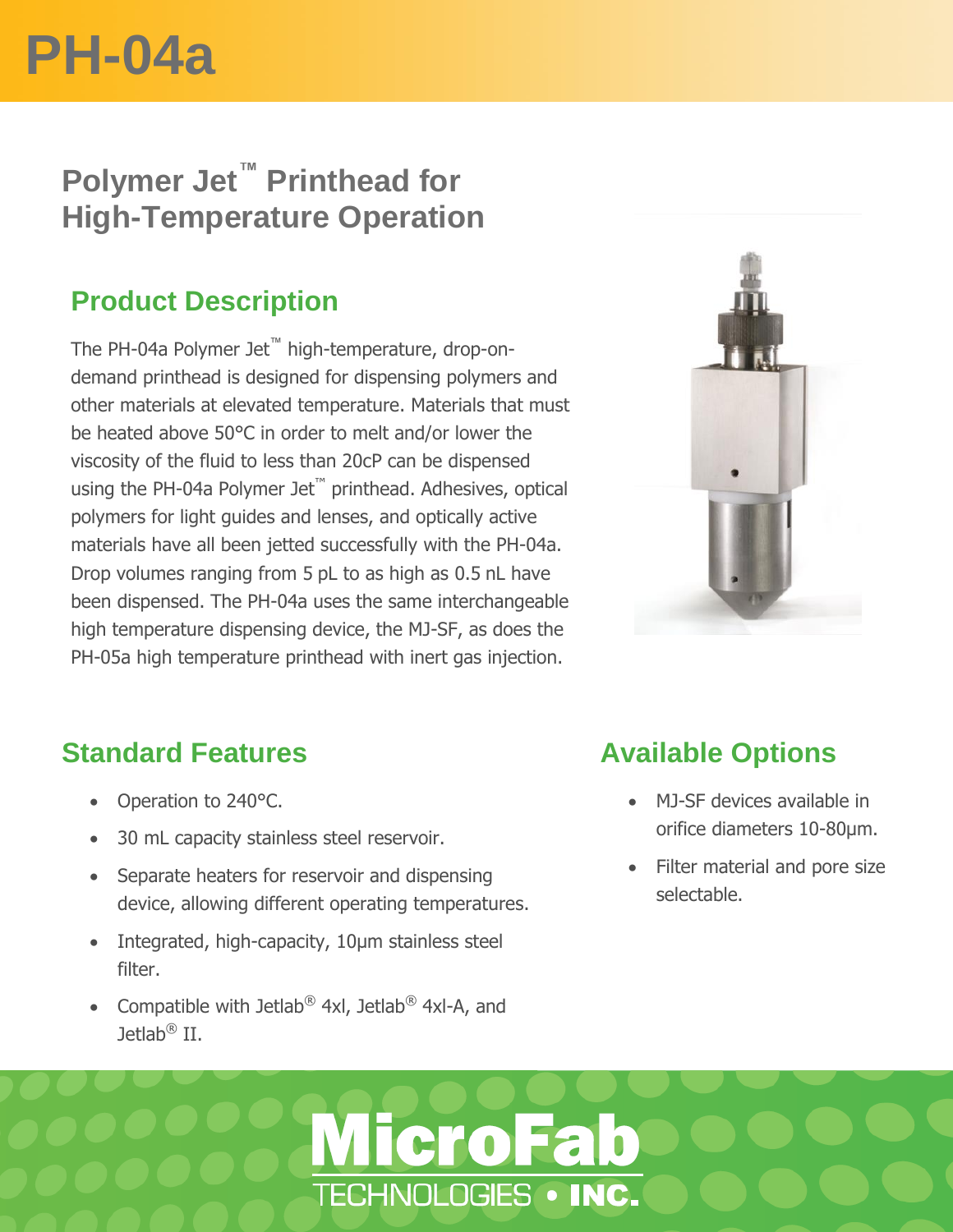# PH-04a

## Polymer Jet™ Printhead for High-Temperature Operation

### Product Description

The PH-04a Polymer Jet™ high-temperature, drop-on-demand printhead is designed for dispensing polymers and other materials at elevated temperature. Materials that must be heated above 50°C in order to melt and/or lower the viscosity of the fluid to less than 20cP can be dispensed using the PH-04a Polymer Jet™ printhead. Adhesives, optical polymers for light guides and lenses, and optically active materials have all been jetted successfully with the PH-04a. Drop volumes ranging from 5 pL to as high as 0.5 nL have been dispensed. The PH-04a uses the same interchangeable high temperature dispensing device, the MJ-SF, as does the PH-05a high temperature printhead with inert gas injection.

### Standard Features

- Operation to 240°C.
- 30 mL capacity stainless steel reservoir.
- Separate heaters for reservoir and dispensing device, allowing different operating temperatures.
- Integrated, high-capacity, 10µm stainless steel filter.
- Compatible with Jetlab® 4xl, Jetlab® 4xl-A, and Jetlab® II.

### Available Options

- MJ-SF devices available in orifice diameters 10-80µm.
- Filter material and pore size selectable.

MicroFab TECHNOLOGIES • INC.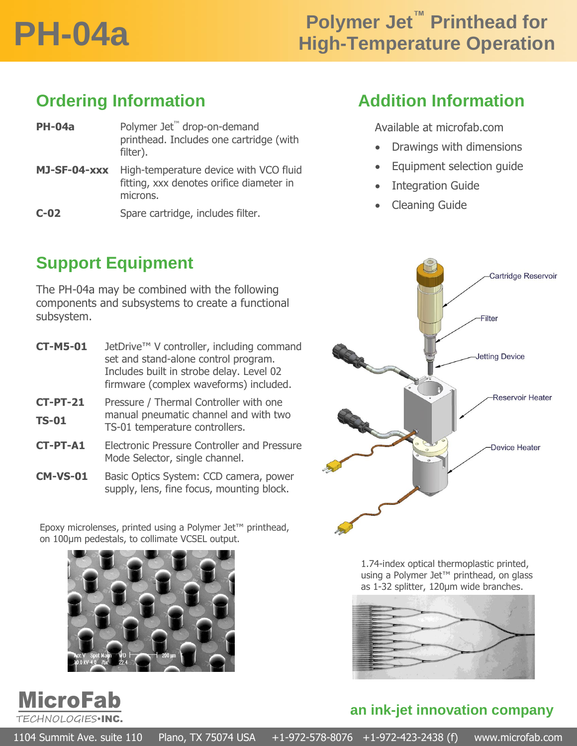# PH-04a

## Polymer Jet™ Printhead for High-Temperature Operation

## Ordering Information

| | |
|---|---|
| **PH-04a** | Polymer Jet™ drop-on-demand printhead. Includes one cartridge (with filter). |
| **MJ-SF-04-xxx** | High-temperature device with VCO fluid fitting, xxx denotes orifice diameter in microns. |
| **C-02** | Spare cartridge, includes filter. |

## Addition Information

Available at microfab.com

- Drawings with dimensions
- Equipment selection guide
- Integration Guide
- Cleaning Guide

## Support Equipment

The PH-04a may be combined with the following components and subsystems to create a functional subsystem.

| | |
|---|---|
| **CT-M5-01** | JetDrive™ V controller, including command set and stand-alone control program. Includes built in strobe delay. Level 02 firmware (complex waveforms) included. |
| **CT-PT-21** **TS-01** | Pressure / Thermal Controller with one manual pneumatic channel and with two TS-01 temperature controllers. |
| **CT-PT-A1** | Electronic Pressure Controller and Pressure Mode Selector, single channel. |
| **CM-VS-01** | Basic Optics System: CCD camera, power supply, lens, fine focus, mounting block. |

Cartridge Reservoir

Filter

Jetting Device

Reservoir Heater

Device Heater

Epoxy microlenses, printed using a Polymer Jet™ printhead, on 100µm pedestals, to collimate VCSEL output.

1.74-index optical thermoplastic printed, using a Polymer Jet™ printhead, on glass as 1-32 splitter, 120µm wide branches.

MicroFab TECHNOLOGIES•INC.

**an ink-jet innovation company**

1104 Summit Ave. suite 110 Plano, TX 75074 USA +1-972-578-8076 +1-972-423-2438 (f) www.microfab.com